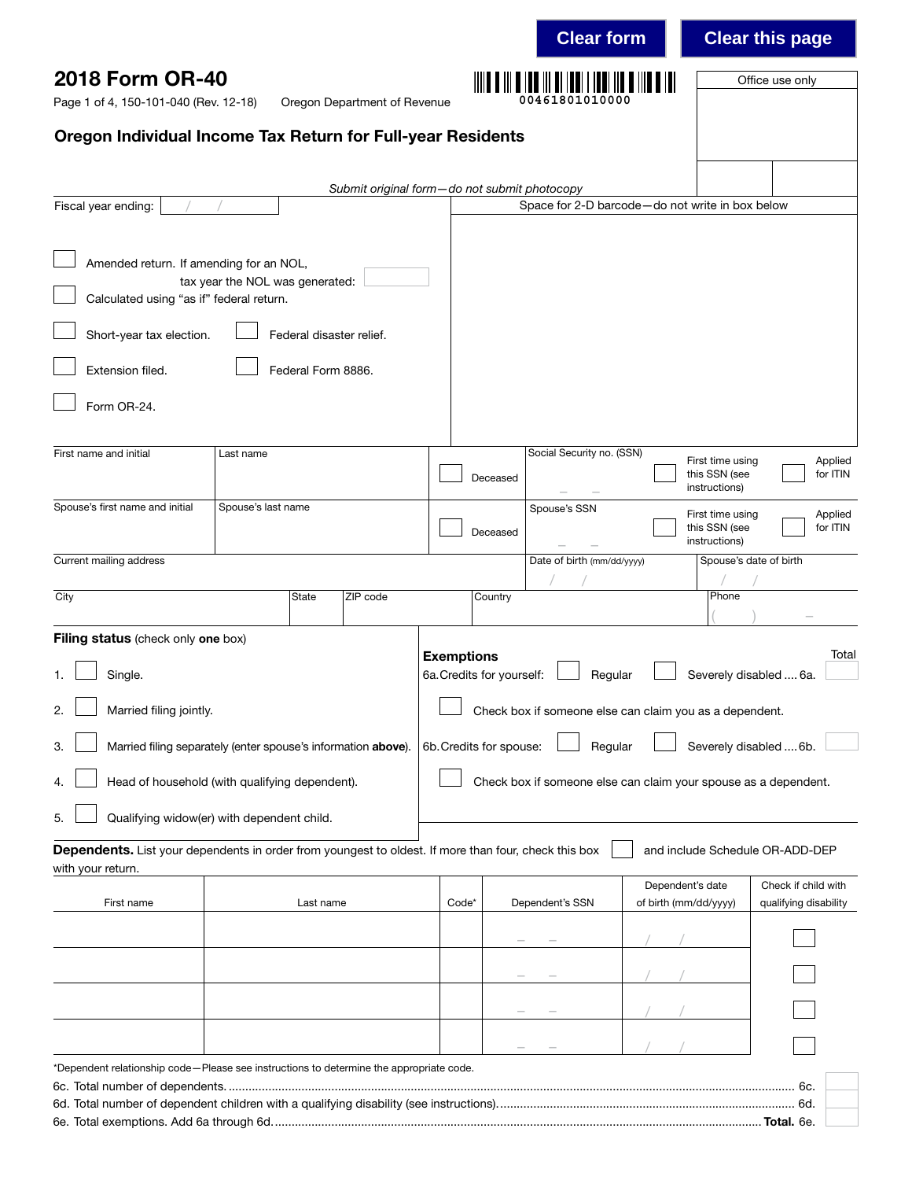Clear form | Clear this page

# 2018 Form OR-40

Page 1 of 4, 150-101-040 (Rev. 12-18) Oregon Department of Revenue

00461801010000

Office use only

## Oregon Individual Income Tax Return for Full-year Residents

*Submit original form—do not submit photocopy*

Fiscal year ending: / /

Space for 2-D barcode—do not write in box below

☐ Amended return. If amending for an NOL, tax year the NOL was generated:

☐ Calculated using "as if" federal return.

☐ Short-year tax election. ☐ Federal disaster relief.

☐ Extension filed. ☐ Federal Form 8886.

☐ Form OR-24.

| First name and initial | Last name | ☐ Deceased | Social Security no. (SSN) – – | ☐ First time using this SSN (see instructions) | ☐ Applied for ITIN |
|---|---|---|---|---|---|
| Spouse's first name and initial | Spouse's last name | ☐ Deceased | Spouse's SSN – – | ☐ First time using this SSN (see instructions) | ☐ Applied for ITIN |

| Current mailing address | | | | Date of birth (mm/dd/yyyy) / / | Spouse's date of birth / / |
|---|---|---|---|---|---|
| City | State | ZIP code | Country | | Phone ( ) – |

**Filing status** (check only **one** box)

1. ☐ Single.
2. ☐ Married filing jointly.
3. ☐ Married filing separately (enter spouse's information **above**).
4. ☐ Head of household (with qualifying dependent).
5. ☐ Qualifying widow(er) with dependent child.

**Exemptions** Total

6a. Credits for yourself: ☐ Regular ☐ Severely disabled .... 6a.

☐ Check box if someone else can claim you as a dependent.

6b. Credits for spouse: ☐ Regular ☐ Severely disabled .... 6b.

☐ Check box if someone else can claim your spouse as a dependent.

**Dependents.** List your dependents in order from youngest to oldest. If more than four, check this box ☐ and include Schedule OR-ADD-DEP with your return.

| First name | Last name | Code* | Dependent's SSN | Dependent's date of birth (mm/dd/yyyy) | Check if child with qualifying disability |
|---|---|---|---|---|---|
| | | | – – | / / | ☐ |
| | | | – – | / / | ☐ |
| | | | – – | / / | ☐ |
| | | | – – | / / | ☐ |

*Dependent relationship code—Please see instructions to determine the appropriate code.

6c. Total number of dependents. .......... 6c.

6d. Total number of dependent children with a qualifying disability (see instructions). .......... 6d.

6e. Total exemptions. Add 6a through 6d. .......... **Total.** 6e.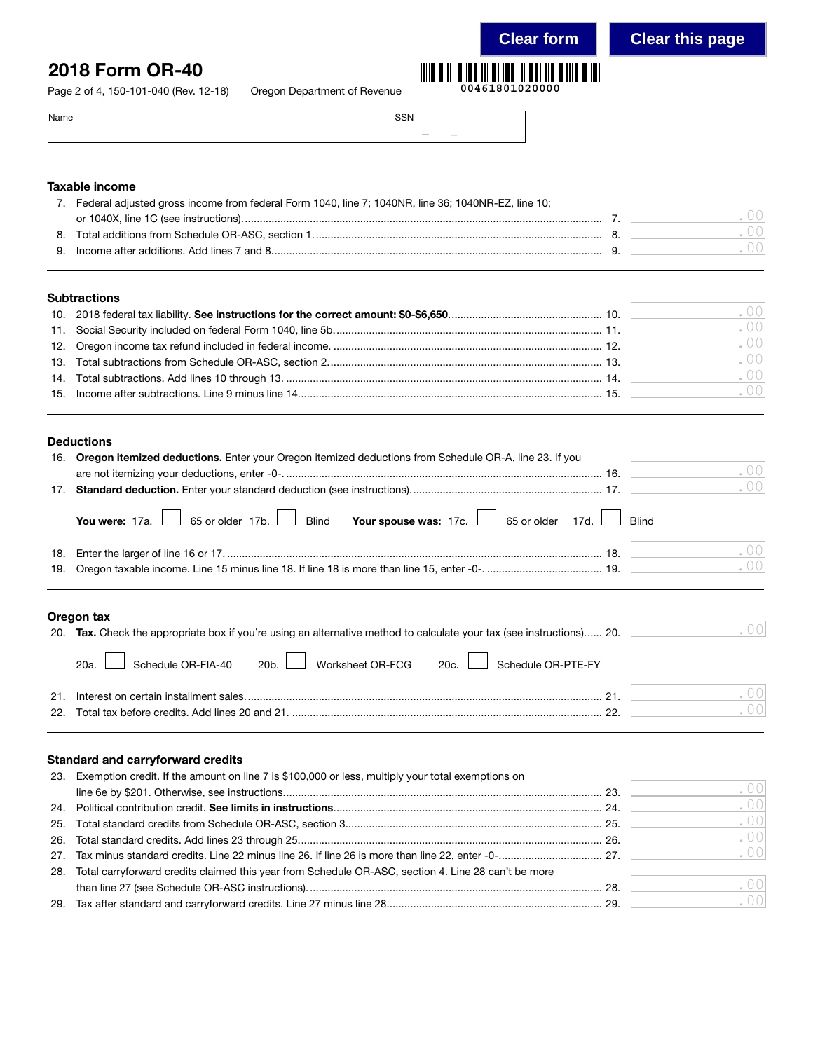# 2018 Form OR-40

Page 2 of 4, 150-101-040 (Rev. 12-18) Oregon Department of Revenue

00461801020000

Name | SSN

## Taxable income

7. Federal adjusted gross income from federal Form 1040, line 7; 1040NR, line 36; 1040NR-EZ, line 10; or 1040X, line 1C (see instructions)............ 7. .00
8. Total additions from Schedule OR-ASC, section 1............ 8. .00
9. Income after additions. Add lines 7 and 8............ 9. .00

## Subtractions

10. 2018 federal tax liability. **See instructions for the correct amount: $0-$6,650**............ 10. .00
11. Social Security included on federal Form 1040, line 5b............ 11. .00
12. Oregon income tax refund included in federal income............ 12. .00
13. Total subtractions from Schedule OR-ASC, section 2............ 13. .00
14. Total subtractions. Add lines 10 through 13............ 14. .00
15. Income after subtractions. Line 9 minus line 14............ 15. .00

## Deductions

16. **Oregon itemized deductions.** Enter your Oregon itemized deductions from Schedule OR-A, line 23. If you are not itemizing your deductions, enter -0-............ 16. .00
17. **Standard deduction.** Enter your standard deduction (see instructions)............ 17. .00

**You were:** 17a. ☐ 65 or older 17b. ☐ Blind **Your spouse was:** 17c. ☐ 65 or older 17d. ☐ Blind

18. Enter the larger of line 16 or 17............ 18. .00
19. Oregon taxable income. Line 15 minus line 18. If line 18 is more than line 15, enter -0-............ 19. .00

## Oregon tax

20. **Tax.** Check the appropriate box if you're using an alternative method to calculate your tax (see instructions)...... 20. .00

20a. ☐ Schedule OR-FIA-40 20b. ☐ Worksheet OR-FCG 20c. ☐ Schedule OR-PTE-FY

21. Interest on certain installment sales............ 21. .00
22. Total tax before credits. Add lines 20 and 21............ 22. .00

## Standard and carryforward credits

23. Exemption credit. If the amount on line 7 is $100,000 or less, multiply your total exemptions on line 6e by $201. Otherwise, see instructions............ 23. .00
24. Political contribution credit. **See limits in instructions**............ 24. .00
25. Total standard credits from Schedule OR-ASC, section 3............ 25. .00
26. Total standard credits. Add lines 23 through 25............ 26. .00
27. Tax minus standard credits. Line 22 minus line 26. If line 26 is more than line 22, enter -0-............ 27. .00
28. Total carryforward credits claimed this year from Schedule OR-ASC, section 4. Line 28 can't be more than line 27 (see Schedule OR-ASC instructions)............ 28. .00
29. Tax after standard and carryforward credits. Line 27 minus line 28............ 29. .00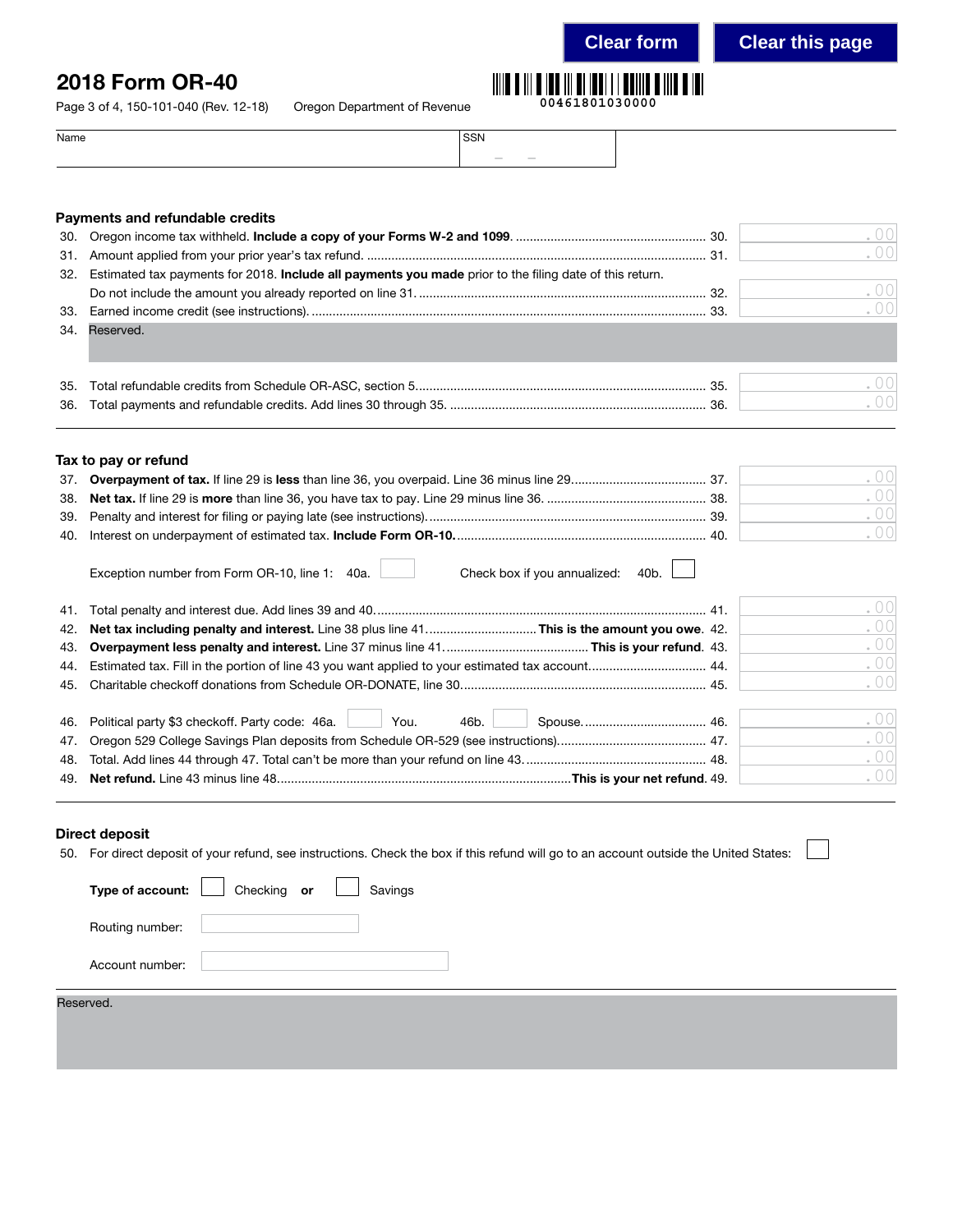Clear form | Clear this page

# 2018 Form OR-40

Page 3 of 4, 150-101-040 (Rev. 12-18) Oregon Department of Revenue

00461801030000

| Name | SSN |
|---|---|
| | – – |

## Payments and refundable credits

30. Oregon income tax withheld. **Include a copy of your Forms W-2 and 1099**. .......... 30. .00
31. Amount applied from your prior year's tax refund. .......... 31. .00
32. Estimated tax payments for 2018. **Include all payments you made** prior to the filing date of this return. Do not include the amount you already reported on line 31. .......... 32. .00
33. Earned income credit (see instructions). .......... 33. .00
34. Reserved.
35. Total refundable credits from Schedule OR-ASC, section 5. .......... 35. .00
36. Total payments and refundable credits. Add lines 30 through 35. .......... 36. .00

## Tax to pay or refund

37. **Overpayment of tax.** If line 29 is **less** than line 36, you overpaid. Line 36 minus line 29. .......... 37. .00
38. **Net tax.** If line 29 is **more** than line 36, you have tax to pay. Line 29 minus line 36. .......... 38. .00
39. Penalty and interest for filing or paying late (see instructions). .......... 39. .00
40. Interest on underpayment of estimated tax. **Include Form OR-10.** .......... 40. .00

Exception number from Form OR-10, line 1: 40a. ☐ Check box if you annualized: 40b. ☐

41. Total penalty and interest due. Add lines 39 and 40. .......... 41. .00
42. **Net tax including penalty and interest.** Line 38 plus line 41. .......... **This is the amount you owe.** 42. .00
43. **Overpayment less penalty and interest.** Line 37 minus line 41. .......... **This is your refund.** 43. .00
44. Estimated tax. Fill in the portion of line 43 you want applied to your estimated tax account. .......... 44. .00
45. Charitable checkoff donations from Schedule OR-DONATE, line 30. .......... 45. .00
46. Political party $3 checkoff. Party code: 46a. ☐ You. 46b. ☐ Spouse. .......... 46. .00
47. Oregon 529 College Savings Plan deposits from Schedule OR-529 (see instructions). .......... 47. .00
48. Total. Add lines 44 through 47. Total can't be more than your refund on line 43. .......... 48. .00
49. **Net refund.** Line 43 minus line 48. .......... **This is your net refund.** 49. .00

## Direct deposit

50. For direct deposit of your refund, see instructions. Check the box if this refund will go to an account outside the United States: ☐

**Type of account:** ☐ Checking **or** ☐ Savings

Routing number:

Account number:

Reserved.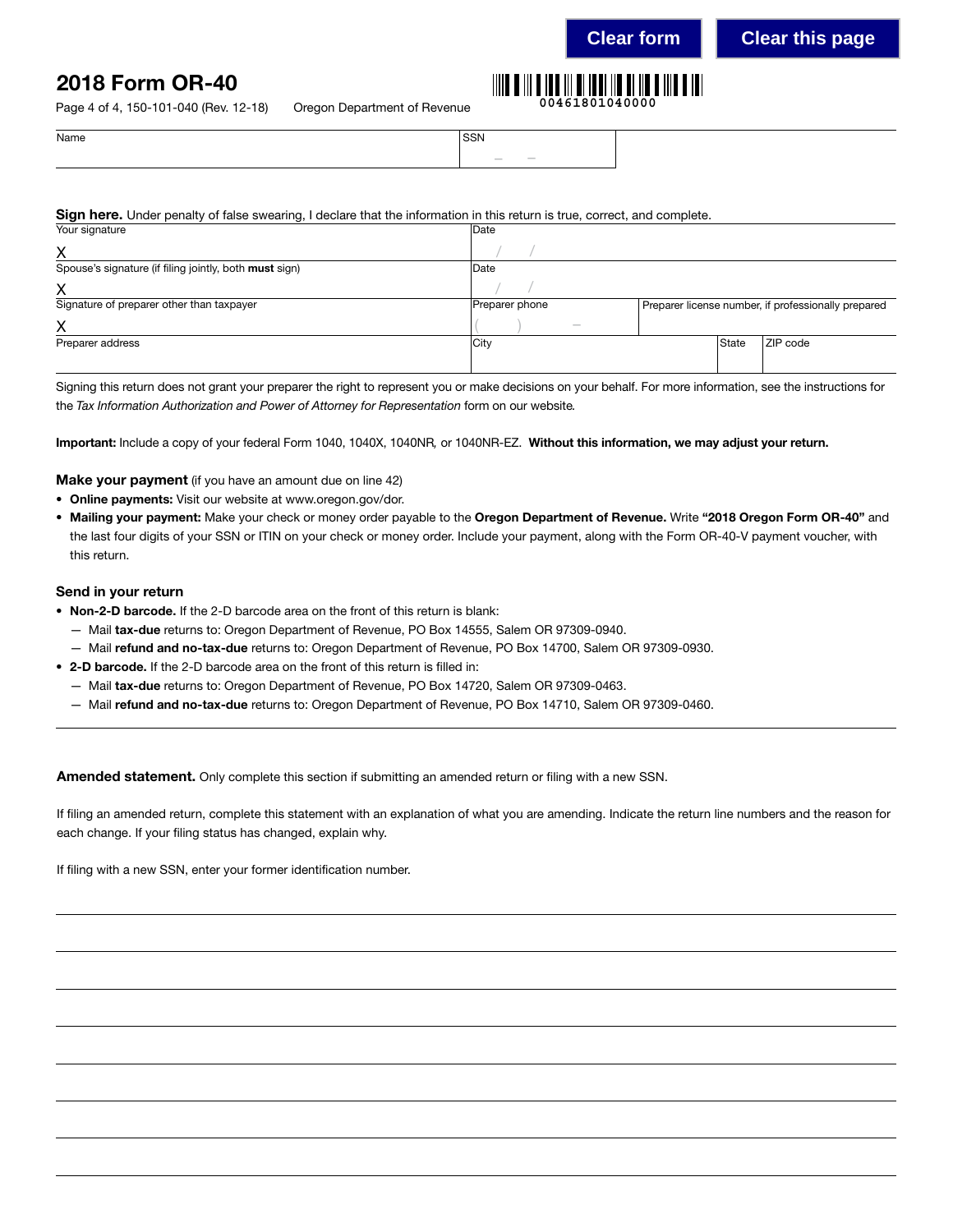## 2018 Form OR-40

Page 4 of 4, 150-101-040 (Rev. 12-18) Oregon Department of Revenue

| Name | SSN |
|---|---|
| | – – |

**Sign here.** Under penalty of false swearing, I declare that the information in this return is true, correct, and complete.

| | | | |
|---|---|---|---|
| Your signature<br>X | Date<br>/ / | | |
| Spouse's signature (if filing jointly, both **must** sign)<br>X | Date<br>/ / | | |
| Signature of preparer other than taxpayer<br>X | Preparer phone<br>( ) – | Preparer license number, if professionally prepared | |
| Preparer address | City | State | ZIP code |

Signing this return does not grant your preparer the right to represent you or make decisions on your behalf. For more information, see the instructions for the *Tax Information Authorization and Power of Attorney for Representation* form on our website.

**Important:** Include a copy of your federal Form 1040, 1040X, 1040NR, or 1040NR-EZ. **Without this information, we may adjust your return.**

### Make your payment (if you have an amount due on line 42)

- **Online payments:** Visit our website at www.oregon.gov/dor.
- **Mailing your payment:** Make your check or money order payable to the **Oregon Department of Revenue.** Write **"2018 Oregon Form OR-40"** and the last four digits of your SSN or ITIN on your check or money order. Include your payment, along with the Form OR-40-V payment voucher, with this return.

### Send in your return

- **Non-2-D barcode.** If the 2-D barcode area on the front of this return is blank:
  - Mail **tax-due** returns to: Oregon Department of Revenue, PO Box 14555, Salem OR 97309-0940.
  - Mail **refund and no-tax-due** returns to: Oregon Department of Revenue, PO Box 14700, Salem OR 97309-0930.
- **2-D barcode.** If the 2-D barcode area on the front of this return is filled in:
  - Mail **tax-due** returns to: Oregon Department of Revenue, PO Box 14720, Salem OR 97309-0463.
  - Mail **refund and no-tax-due** returns to: Oregon Department of Revenue, PO Box 14710, Salem OR 97309-0460.

---

**Amended statement.** Only complete this section if submitting an amended return or filing with a new SSN.

If filing an amended return, complete this statement with an explanation of what you are amending. Indicate the return line numbers and the reason for each change. If your filing status has changed, explain why.

If filing with a new SSN, enter your former identification number.